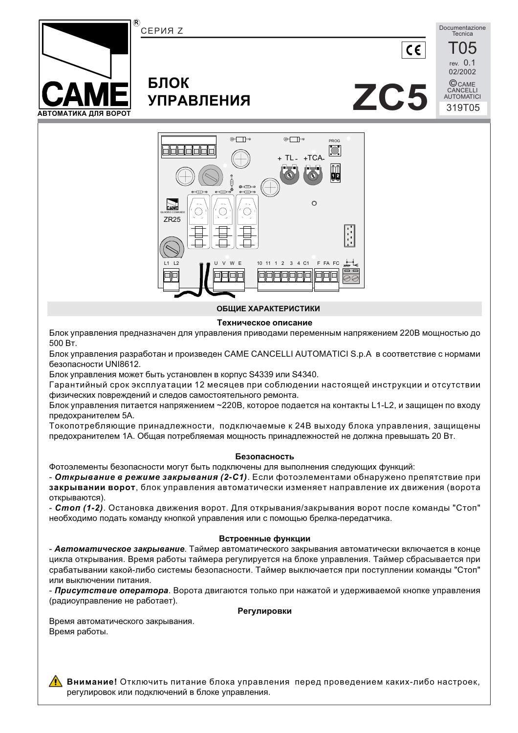СЕРИЯ Z

CAME
АВТОМАТИКА ДЛЯ ВОРОТ

# БЛОК УПРАВЛЕНИЯ

# ZC5

Documentazione Tecnica
T05
rev. 0.1
02/2002
© CAME CANCELLI AUTOMATICI
319T05

## ОБЩИЕ ХАРАКТЕРИСТИКИ

### Техническое описание

Блок управления предназначен для управления приводами переменным напряжением 220В мощностью до 500 Вт.

Блок управления разработан и произведен CAME CANCELLI AUTOMATICI S.p.A в соответствие с нормами безопасности UNI8612.

Блок управления может быть установлен в корпус S4339 или S4340.

Гарантийный срок эксплуатации 12 месяцев при соблюдении настоящей инструкции и отсутствии физических повреждений и следов самостоятельного ремонта.

Блок управления питается напряжением ~220В, которое подается на контакты L1-L2, и защищен по входу предохранителем 5А.

Токопотребляющие принадлежности, подключаемые к 24В выходу блока управления, защищены предохранителем 1А. Общая потребляемая мощность принадлежностей не должна превышать 20 Вт.

### Безопасность

Фотоэлементы безопасности могут быть подключены для выполнения следующих функций:

- ***Открывание в режиме закрывания (2-С1)***. Если фотоэлементами обнаружено препятствие при **закрывании ворот**, блок управления автоматически изменяет направление их движения (ворота открываются).
- ***Стоп (1-2)***. Остановка движения ворот. Для открывания/закрывания ворот после команды "Стоп" необходимо подать команду кнопкой управления или с помощью брелка-передатчика.

### Встроенные функции

- ***Автоматическое закрывание***. Таймер автоматического закрывания автоматически включается в конце цикла открывания. Время работы таймера регулируется на блоке управления. Таймер сбрасывается при срабатывании какой-либо системы безопасности. Таймер выключается при поступлении команды "Стоп" или выключении питания.
- ***Присутствие оператора***. Ворота двигаются только при нажатой и удерживаемой кнопке управления (радиоуправление не работает).

### Регулировки

Время автоматического закрывания.
Время работы.

**Внимание!** Отключить питание блока управления перед проведением каких-либо настроек, регулировок или подключений в блоке управления.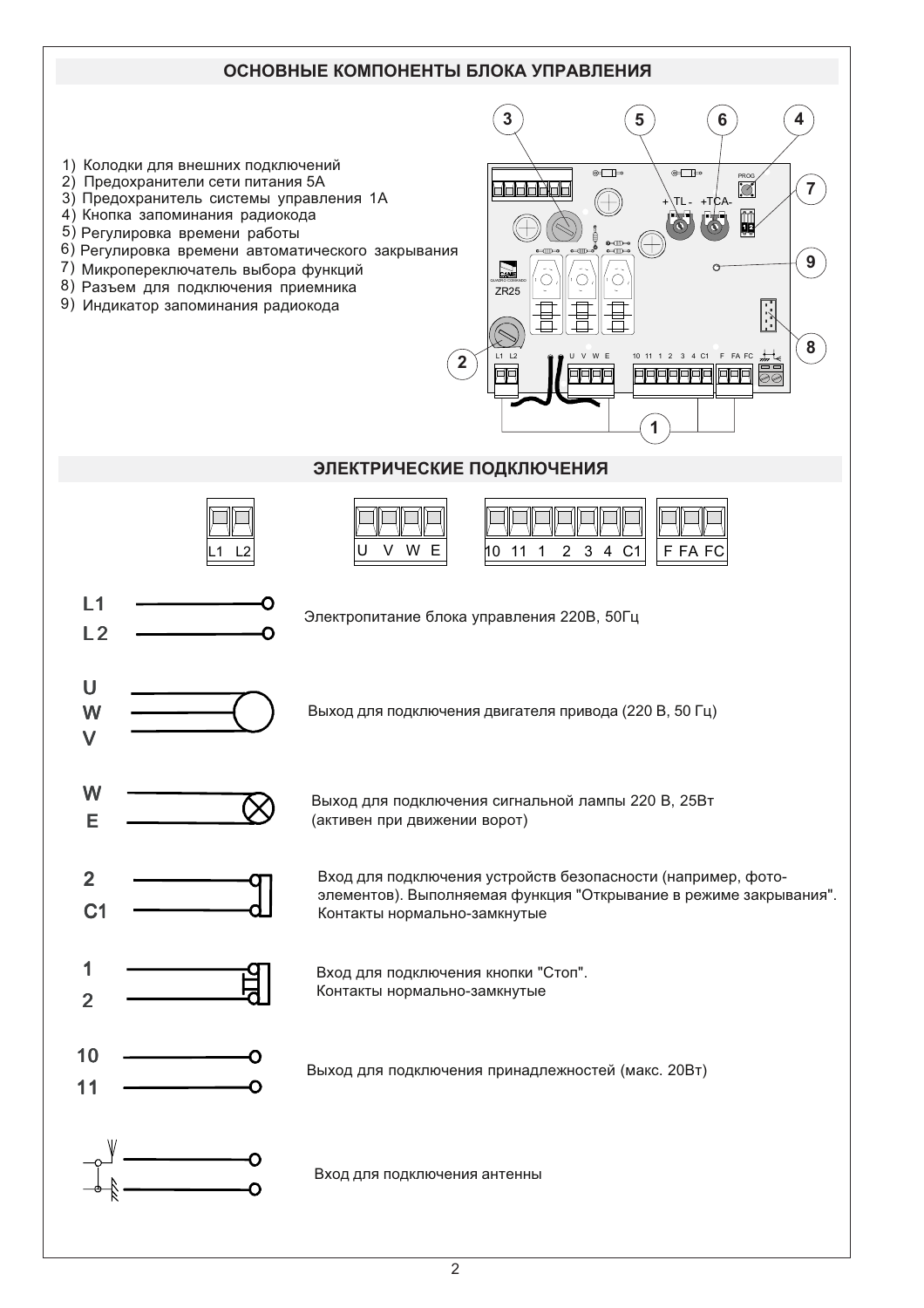## ОСНОВНЫЕ КОМПОНЕНТЫ БЛОКА УПРАВЛЕНИЯ

1) Колодки для внешних подключений
2) Предохранители сети питания 5А
3) Предохранитель системы управления 1А
4) Кнопка запоминания радиокода
5) Регулировка времени работы
6) Регулировка времени автоматического закрывания
7) Микропереключатель выбора функций
8) Разъем для подключения приемника
9) Индикатор запоминания радиокода

## ЭЛЕКТРИЧЕСКИЕ ПОДКЛЮЧЕНИЯ

L1 L2 | U V W E | 10 11 1 2 3 4 C1 | F FA FC

**L1, L2** — Электропитание блока управления 220В, 50Гц

**U, W, V** — Выход для подключения двигателя привода (220 В, 50 Гц)

**W, E** — Выход для подключения сигнальной лампы 220 В, 25Вт (активен при движении ворот)

**2, C1** — Вход для подключения устройств безопасности (например, фотоэлементов). Выполняемая функция "Открывание в режиме закрывания". Контакты нормально-замкнутые

**1, 2** — Вход для подключения кнопки "Стоп". Контакты нормально-замкнутые

**10, 11** — Выход для подключения принадлежностей (макс. 20Вт)

Вход для подключения антенны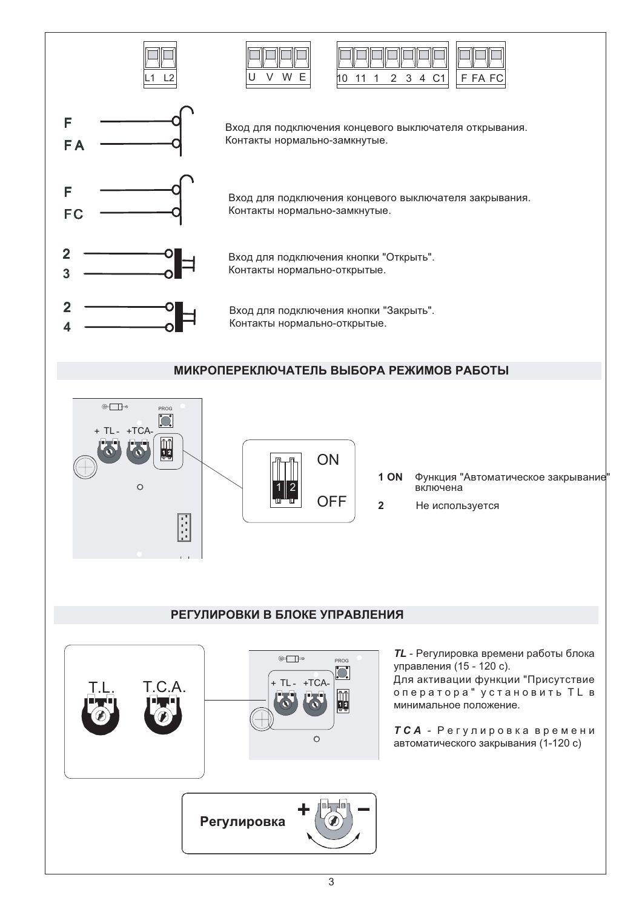L1 L2 | U V W E | 10 11 1 2 3 4 C1 | F FA FC

F — FA: Вход для подключения концевого выключателя открывания. Контакты нормально-замкнутые.

F — FC: Вход для подключения концевого выключателя закрывания. Контакты нормально-замкнутые.

2 — 3: Вход для подключения кнопки "Открыть". Контакты нормально-открытые.

2 — 4: Вход для подключения кнопки "Закрыть". Контакты нормально-открытые.

## МИКРОПЕРЕКЛЮЧАТЕЛЬ ВЫБОРА РЕЖИМОВ РАБОТЫ

PROG

+ TL - +TCA-

ON

OFF

**1 ON** Функция "Автоматическое закрывание" включена

**2** Не используется

## РЕГУЛИРОВКИ В БЛОКЕ УПРАВЛЕНИЯ

T.L. T.C.A.

PROG

+ TL - +TCA-

***TL*** - Регулировка времени работы блока управления (15 - 120 с).
Для активации функции "Присутствие оператора" установить TL в минимальное положение.

***TCA*** - Регулировка времени автоматического закрывания (1-120 с)

**Регулировка** + −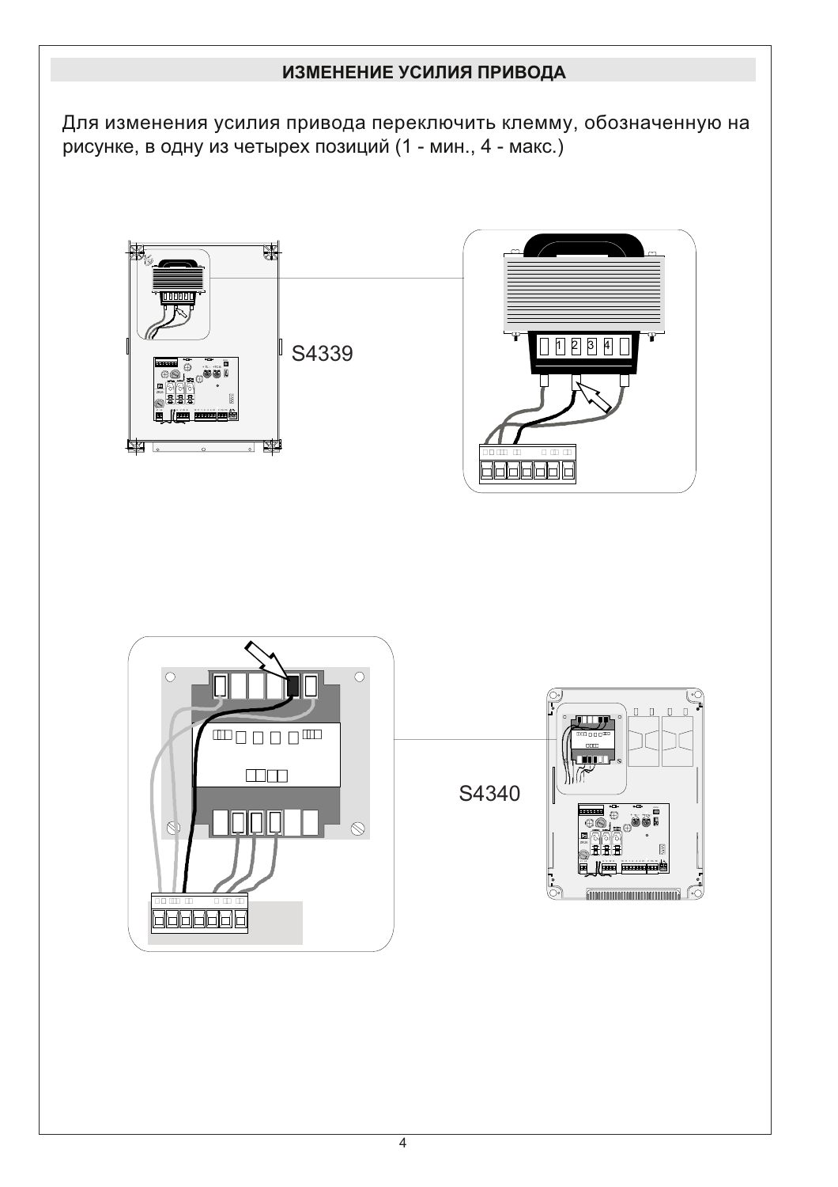## ИЗМЕНЕНИЕ УСИЛИЯ ПРИВОДА

Для изменения усилия привода переключить клемму, обозначенную на рисунке, в одну из четырех позиций (1 - мин., 4 - макс.)

S4339

S4340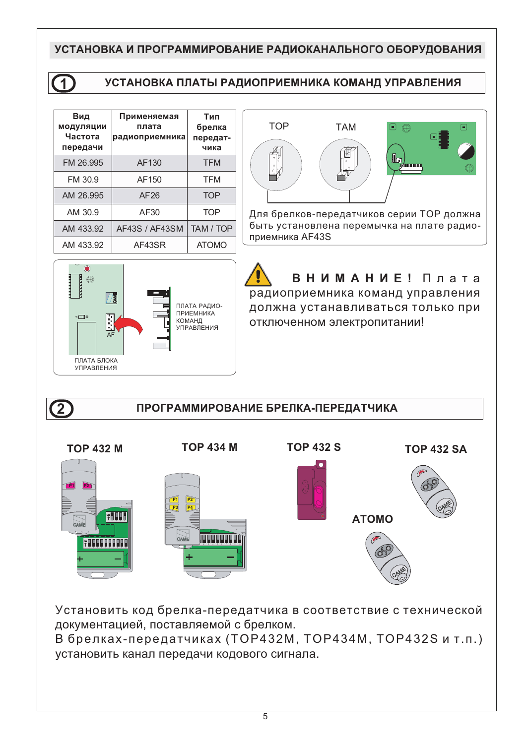# УСТАНОВКА И ПРОГРАММИРОВАНИЕ РАДИОКАНАЛЬНОГО ОБОРУДОВАНИЯ

## 1 УСТАНОВКА ПЛАТЫ РАДИОПРИЕМНИКА КОМАНД УПРАВЛЕНИЯ

| Вид модуляции Частота передачи | Применяемая плата радиоприемника | Тип брелка передатчика |
|---|---|---|
| FM 26.995 | AF130 | TFM |
| FM 30.9 | AF150 | TFM |
| AM 26.995 | AF26 | TOP |
| AM 30.9 | AF30 | TOP |
| AM 433.92 | AF43S / AF43SM | TAM / TOP |
| AM 433.92 | AF43SR | ATOMO |

TOP TAM

Для брелков-передатчиков серии TOP должна быть установлена перемычка на плате радиоприемника AF43S

ПЛАТА РАДИОПРИЕМНИКА КОМАНД УПРАВЛЕНИЯ

AF

ПЛАТА БЛОКА УПРАВЛЕНИЯ

**ВНИМАНИЕ!** Плата радиоприемника команд управления должна устанавливаться только при отключенном электропитании!

## 2 ПРОГРАММИРОВАНИЕ БРЕЛКА-ПЕРЕДАТЧИКА

**TOP 432 M** **TOP 434 M** **TOP 432 S** **TOP 432 SA** **ATOMO**

Установить код брелка-передатчика в соответствие с технической документацией, поставляемой с брелком.
В брелках-передатчиках (TOP432M, TOP434M, TOP432S и т.п.) установить канал передачи кодового сигнала.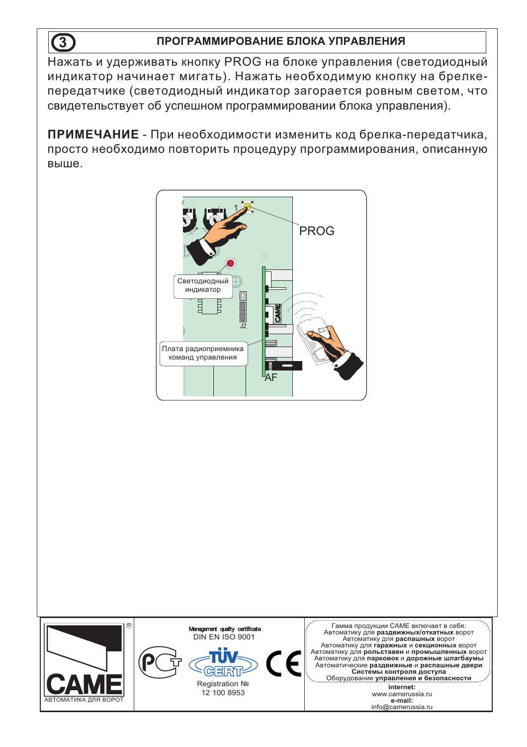## 3 ПРОГРАММИРОВАНИЕ БЛОКА УПРАВЛЕНИЯ

Нажать и удерживать кнопку PROG на блоке управления (светодиодный индикатор начинает мигать). Нажать необходимую кнопку на брелке-передатчике (светодиодный индикатор загорается ровным светом, что свидетельствует об успешном программировании блока управления).

**ПРИМЕЧАНИЕ** - При необходимости изменить код брелка-передатчика, просто необходимо повторить процедуру программирования, описанную выше.

PROG

Светодиодный индикатор

J2

Плата радиоприемника команд управления

AF

CAME

АВТОМАТИКА ДЛЯ ВОРОТ

Management quality certificate
DIN EN ISO 9001

Registration №
12 100 8953

Гамма продукции CAME включает в себя:
Автоматику для **раздвижных/откатных** ворот
Автоматику для **распашных** ворот
Автоматику для **гаражных** и **секционных** ворот
Автоматику для **рольставен** и **промышленных** ворот
Автоматику для **парковок** и **дорожные шлагбаумы**
Автоматические **раздвижные** и **распашные двери**
**Системы контроля доступа**
Оборудование **управления и безопасности**

**internet:**
www.camerussia.ru
**e-mail:**
info@camerussia.ru